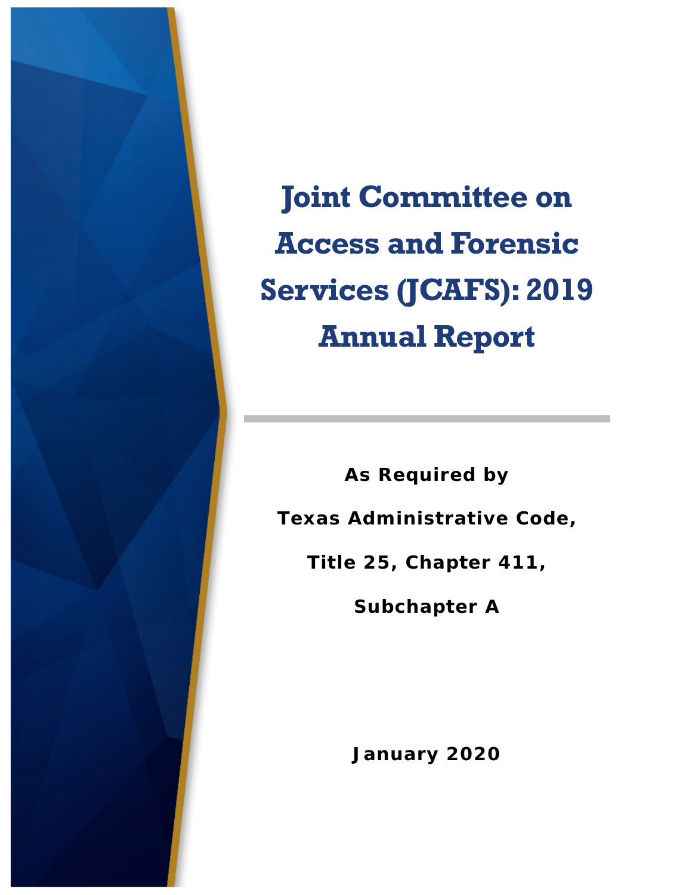# Joint Committee on Access and Forensic Services (JCAFS): 2019 Annual Report

**As Required by**

**Texas Administrative Code,**

**Title 25, Chapter 411,**

**Subchapter A**

**January 2020**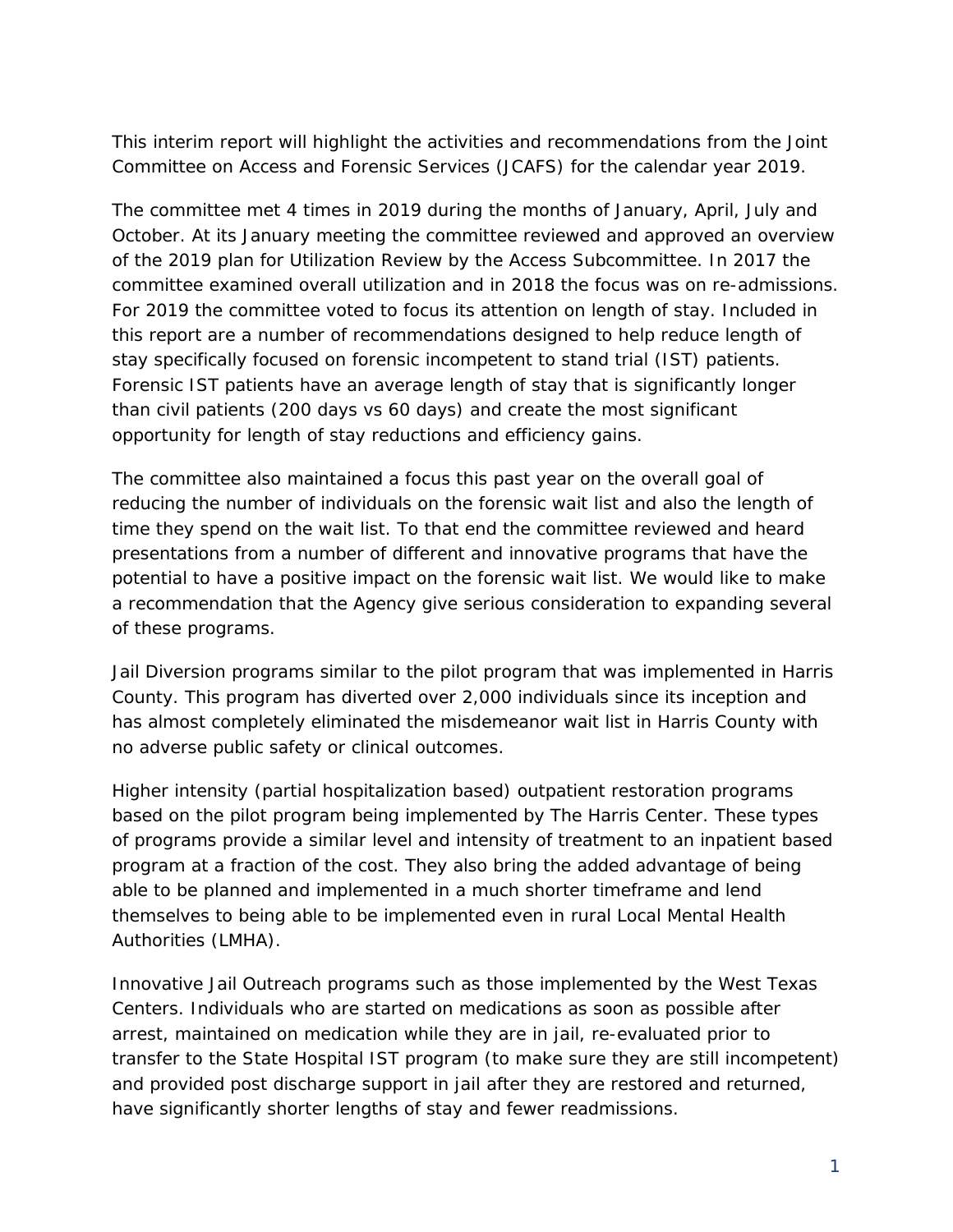This interim report will highlight the activities and recommendations from the Joint Committee on Access and Forensic Services (JCAFS) for the calendar year 2019.

The committee met 4 times in 2019 during the months of January, April, July and October. At its January meeting the committee reviewed and approved an overview of the 2019 plan for Utilization Review by the Access Subcommittee. In 2017 the committee examined overall utilization and in 2018 the focus was on re-admissions. For 2019 the committee voted to focus its attention on length of stay. Included in this report are a number of recommendations designed to help reduce length of stay specifically focused on forensic incompetent to stand trial (IST) patients. Forensic IST patients have an average length of stay that is significantly longer than civil patients (200 days vs 60 days) and create the most significant opportunity for length of stay reductions and efficiency gains.

The committee also maintained a focus this past year on the overall goal of reducing the number of individuals on the forensic wait list and also the length of time they spend on the wait list. To that end the committee reviewed and heard presentations from a number of different and innovative programs that have the potential to have a positive impact on the forensic wait list. We would like to make a recommendation that the Agency give serious consideration to expanding several of these programs.

Jail Diversion programs similar to the pilot program that was implemented in Harris County. This program has diverted over 2,000 individuals since its inception and has almost completely eliminated the misdemeanor wait list in Harris County with no adverse public safety or clinical outcomes.

Higher intensity (partial hospitalization based) outpatient restoration programs based on the pilot program being implemented by The Harris Center. These types of programs provide a similar level and intensity of treatment to an inpatient based program at a fraction of the cost. They also bring the added advantage of being able to be planned and implemented in a much shorter timeframe and lend themselves to being able to be implemented even in rural Local Mental Health Authorities (LMHA).

Innovative Jail Outreach programs such as those implemented by the West Texas Centers. Individuals who are started on medications as soon as possible after arrest, maintained on medication while they are in jail, re-evaluated prior to transfer to the State Hospital IST program (to make sure they are still incompetent) and provided post discharge support in jail after they are restored and returned, have significantly shorter lengths of stay and fewer readmissions.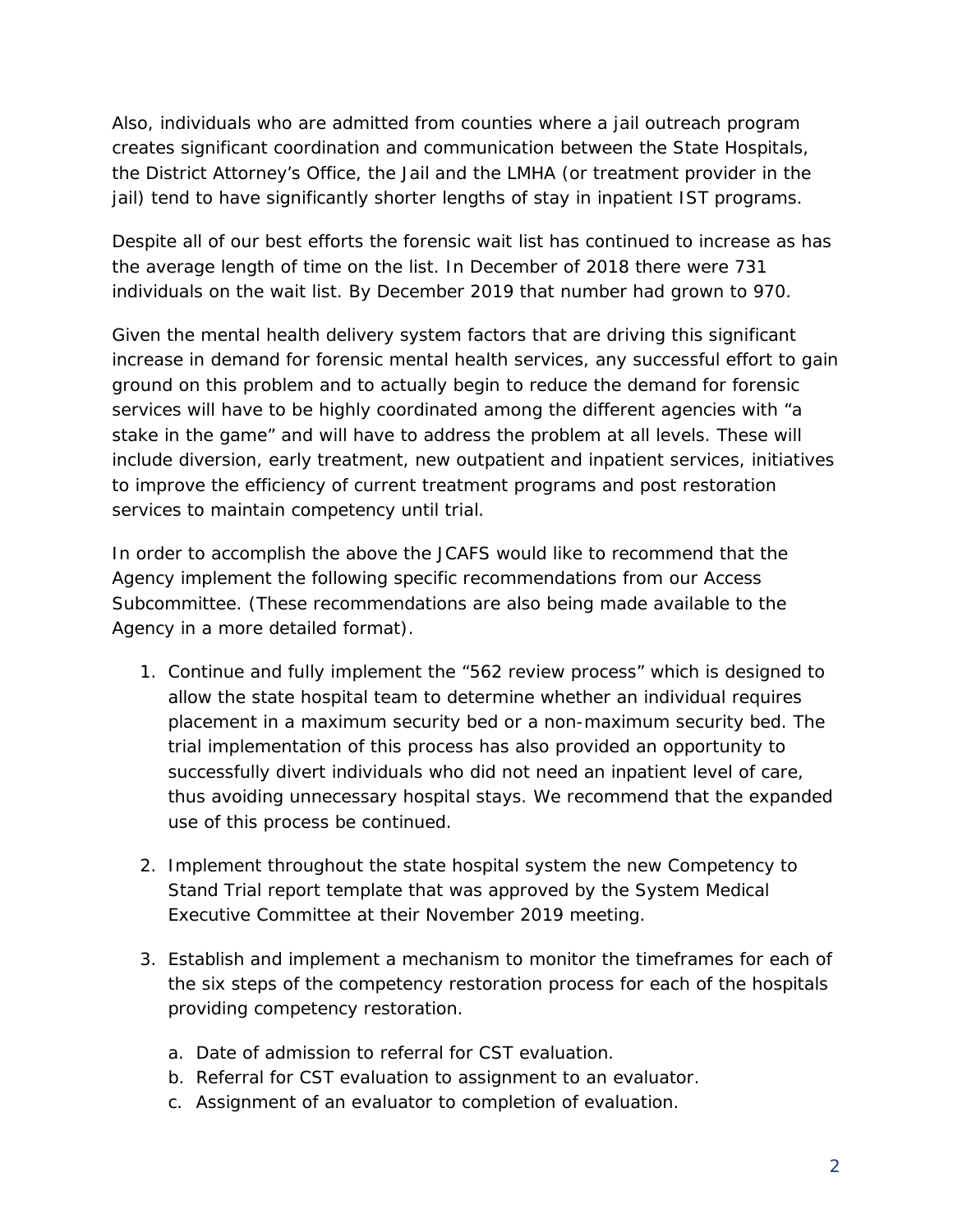Also, individuals who are admitted from counties where a jail outreach program creates significant coordination and communication between the State Hospitals, the District Attorney's Office, the Jail and the LMHA (or treatment provider in the jail) tend to have significantly shorter lengths of stay in inpatient IST programs.

Despite all of our best efforts the forensic wait list has continued to increase as has the average length of time on the list. In December of 2018 there were 731 individuals on the wait list. By December 2019 that number had grown to 970.

Given the mental health delivery system factors that are driving this significant increase in demand for forensic mental health services, any successful effort to gain ground on this problem and to actually begin to reduce the demand for forensic services will have to be highly coordinated among the different agencies with "a stake in the game" and will have to address the problem at all levels. These will include diversion, early treatment, new outpatient and inpatient services, initiatives to improve the efficiency of current treatment programs and post restoration services to maintain competency until trial.

In order to accomplish the above the JCAFS would like to recommend that the Agency implement the following specific recommendations from our Access Subcommittee. (These recommendations are also being made available to the Agency in a more detailed format).

1. Continue and fully implement the "562 review process" which is designed to allow the state hospital team to determine whether an individual requires placement in a maximum security bed or a non-maximum security bed. The trial implementation of this process has also provided an opportunity to successfully divert individuals who did not need an inpatient level of care, thus avoiding unnecessary hospital stays. We recommend that the expanded use of this process be continued.

2. Implement throughout the state hospital system the new Competency to Stand Trial report template that was approved by the System Medical Executive Committee at their November 2019 meeting.

3. Establish and implement a mechanism to monitor the timeframes for each of the six steps of the competency restoration process for each of the hospitals providing competency restoration.

   a. Date of admission to referral for CST evaluation.
   b. Referral for CST evaluation to assignment to an evaluator.
   c. Assignment of an evaluator to completion of evaluation.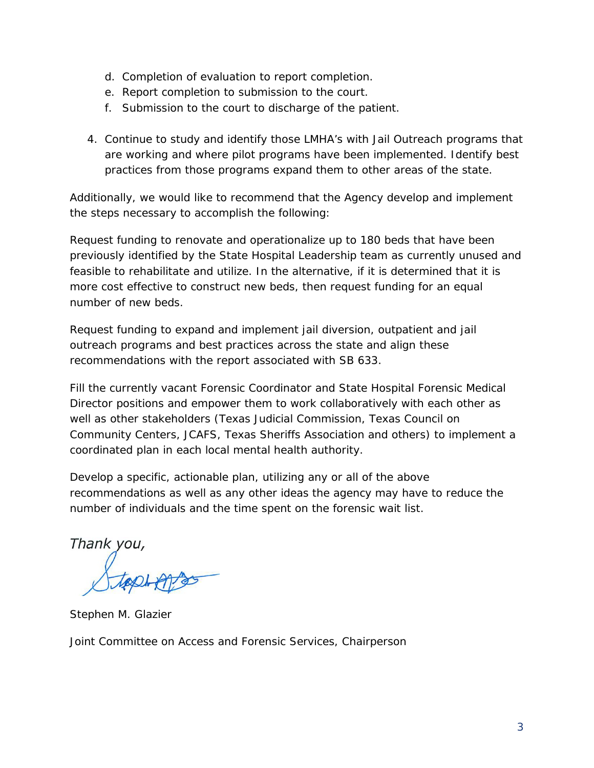d. Completion of evaluation to report completion.
e. Report completion to submission to the court.
f. Submission to the court to discharge of the patient.

4. Continue to study and identify those LMHA's with Jail Outreach programs that are working and where pilot programs have been implemented. Identify best practices from those programs expand them to other areas of the state.

Additionally, we would like to recommend that the Agency develop and implement the steps necessary to accomplish the following:

Request funding to renovate and operationalize up to 180 beds that have been previously identified by the State Hospital Leadership team as currently unused and feasible to rehabilitate and utilize. In the alternative, if it is determined that it is more cost effective to construct new beds, then request funding for an equal number of new beds.

Request funding to expand and implement jail diversion, outpatient and jail outreach programs and best practices across the state and align these recommendations with the report associated with SB 633.

Fill the currently vacant Forensic Coordinator and State Hospital Forensic Medical Director positions and empower them to work collaboratively with each other as well as other stakeholders (Texas Judicial Commission, Texas Council on Community Centers, JCAFS, Texas Sheriffs Association and others) to implement a coordinated plan in each local mental health authority.

Develop a specific, actionable plan, utilizing any or all of the above recommendations as well as any other ideas the agency may have to reduce the number of individuals and the time spent on the forensic wait list.

*Thank you,*

Stephen M. Glazier

Joint Committee on Access and Forensic Services, Chairperson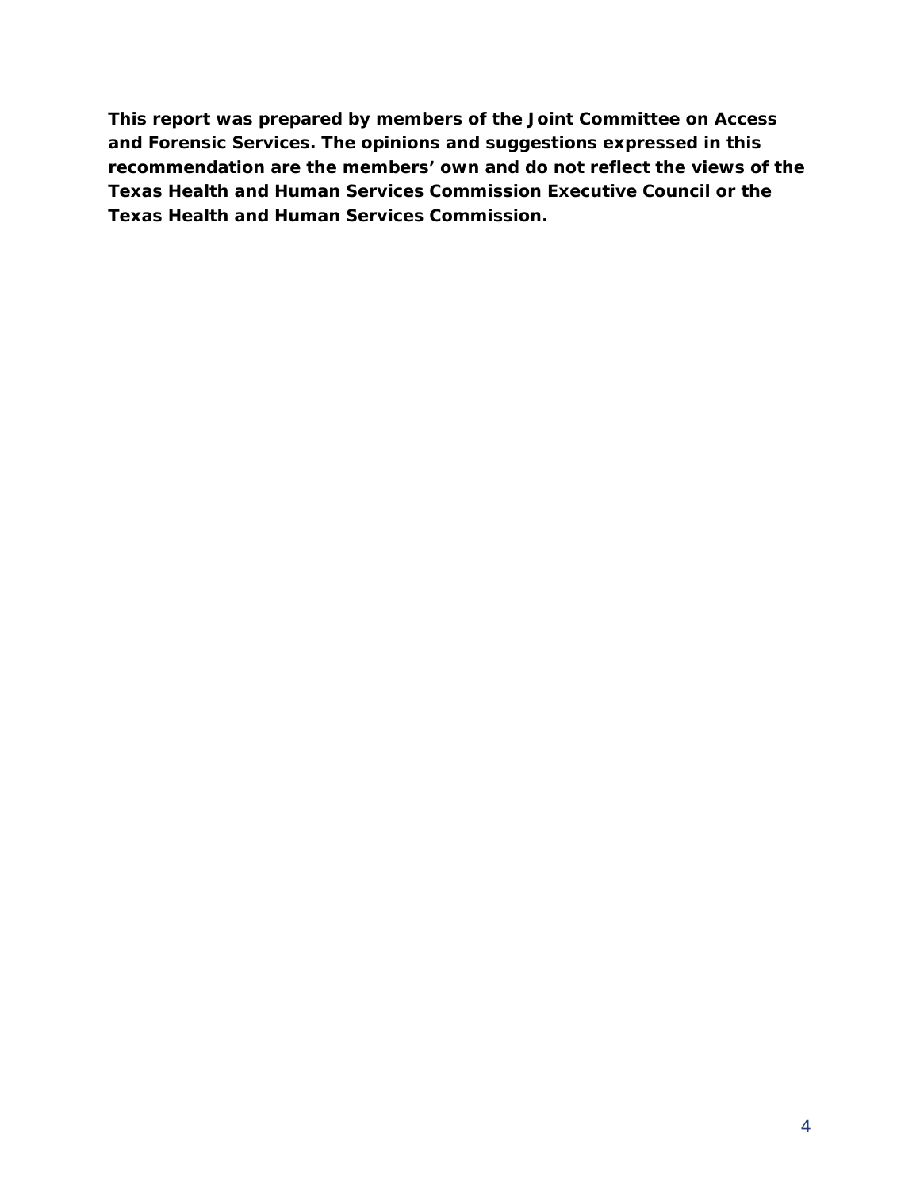**This report was prepared by members of the Joint Committee on Access and Forensic Services. The opinions and suggestions expressed in this recommendation are the members' own and do not reflect the views of the Texas Health and Human Services Commission Executive Council or the Texas Health and Human Services Commission.**